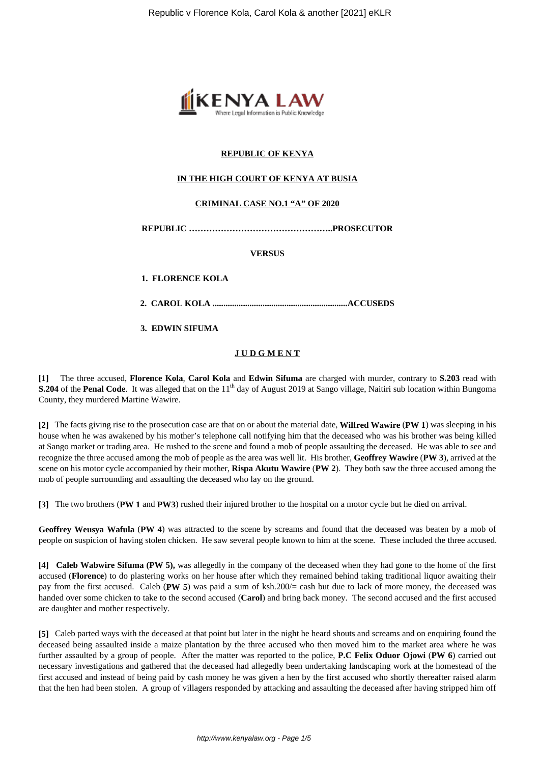**REPUBLIC OF KENYA**

**IN THE HIGH COURT OF KENYA AT BUSIA**

**CRIMINAL CASE NO.1 "A" OF 2020**

**REPUBLIC ………………………………………..PROSECUTOR**

**VERSUS**

1. **FLORENCE KOLA**
2. **CAROL KOLA ..............................................................ACCUSEDS**
3. **EDWIN SIFUMA**

## **JUDGMENT**

**[1]** The three accused, **Florence Kola**, **Carol Kola** and **Edwin Sifuma** are charged with murder, contrary to **S.203** read with **S.204** of the **Penal Code**. It was alleged that on the 11th day of August 2019 at Sango village, Naitiri sub location within Bungoma County, they murdered Martine Wawire.

**[2]** The facts giving rise to the prosecution case are that on or about the material date, **Wilfred Wawire** (**PW 1**) was sleeping in his house when he was awakened by his mother's telephone call notifying him that the deceased who was his brother was being killed at Sango market or trading area. He rushed to the scene and found a mob of people assaulting the deceased. He was able to see and recognize the three accused among the mob of people as the area was well lit. His brother, **Geoffrey Wawire** (**PW 3**), arrived at the scene on his motor cycle accompanied by their mother, **Rispa Akutu Wawire** (**PW 2**). They both saw the three accused among the mob of people surrounding and assaulting the deceased who lay on the ground.

**[3]** The two brothers (**PW 1** and **PW3**) rushed their injured brother to the hospital on a motor cycle but he died on arrival.

**Geoffrey Weusya Wafula** (**PW 4**) was attracted to the scene by screams and found that the deceased was beaten by a mob of people on suspicion of having stolen chicken. He saw several people known to him at the scene. These included the three accused.

**[4] Caleb Wabwire Sifuma (PW 5),** was allegedly in the company of the deceased when they had gone to the home of the first accused (**Florence**) to do plastering works on her house after which they remained behind taking traditional liquor awaiting their pay from the first accused. Caleb (**PW 5**) was paid a sum of ksh.200/= cash but due to lack of more money, the deceased was handed over some chicken to take to the second accused (**Carol**) and bring back money. The second accused and the first accused are daughter and mother respectively.

**[5]** Caleb parted ways with the deceased at that point but later in the night he heard shouts and screams and on enquiring found the deceased being assaulted inside a maize plantation by the three accused who then moved him to the market area where he was further assaulted by a group of people. After the matter was reported to the police, **P.C Felix Oduor Ojowi** (**PW 6**) carried out necessary investigations and gathered that the deceased had allegedly been undertaking landscaping work at the homestead of the first accused and instead of being paid by cash money he was given a hen by the first accused who shortly thereafter raised alarm that the hen had been stolen. A group of villagers responded by attacking and assaulting the deceased after having stripped him off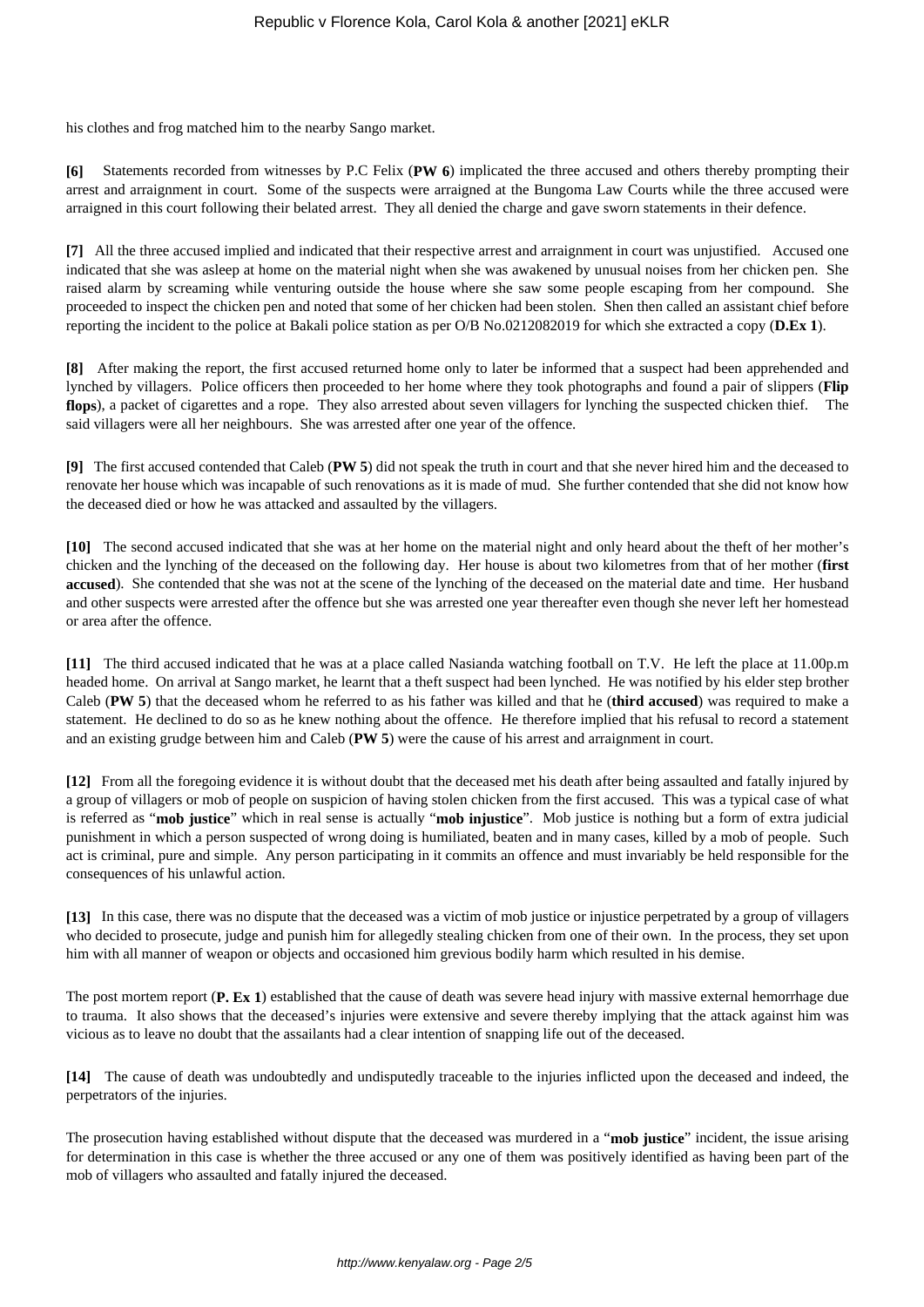his clothes and frog matched him to the nearby Sango market.

**[6]** Statements recorded from witnesses by P.C Felix (**PW 6**) implicated the three accused and others thereby prompting their arrest and arraignment in court. Some of the suspects were arraigned at the Bungoma Law Courts while the three accused were arraigned in this court following their belated arrest. They all denied the charge and gave sworn statements in their defence.

**[7]** All the three accused implied and indicated that their respective arrest and arraignment in court was unjustified. Accused one indicated that she was asleep at home on the material night when she was awakened by unusual noises from her chicken pen. She raised alarm by screaming while venturing outside the house where she saw some people escaping from her compound. She proceeded to inspect the chicken pen and noted that some of her chicken had been stolen. Shen then called an assistant chief before reporting the incident to the police at Bakali police station as per O/B No.0212082019 for which she extracted a copy (**D.Ex 1**).

**[8]** After making the report, the first accused returned home only to later be informed that a suspect had been apprehended and lynched by villagers. Police officers then proceeded to her home where they took photographs and found a pair of slippers (**Flip flops**), a packet of cigarettes and a rope. They also arrested about seven villagers for lynching the suspected chicken thief. The said villagers were all her neighbours. She was arrested after one year of the offence.

**[9]** The first accused contended that Caleb (**PW 5**) did not speak the truth in court and that she never hired him and the deceased to renovate her house which was incapable of such renovations as it is made of mud. She further contended that she did not know how the deceased died or how he was attacked and assaulted by the villagers.

**[10]** The second accused indicated that she was at her home on the material night and only heard about the theft of her mother's chicken and the lynching of the deceased on the following day. Her house is about two kilometres from that of her mother (**first accused**). She contended that she was not at the scene of the lynching of the deceased on the material date and time. Her husband and other suspects were arrested after the offence but she was arrested one year thereafter even though she never left her homestead or area after the offence.

**[11]** The third accused indicated that he was at a place called Nasianda watching football on T.V. He left the place at 11.00p.m headed home. On arrival at Sango market, he learnt that a theft suspect had been lynched. He was notified by his elder step brother Caleb (**PW 5**) that the deceased whom he referred to as his father was killed and that he (**third accused**) was required to make a statement. He declined to do so as he knew nothing about the offence. He therefore implied that his refusal to record a statement and an existing grudge between him and Caleb (**PW 5**) were the cause of his arrest and arraignment in court.

**[12]** From all the foregoing evidence it is without doubt that the deceased met his death after being assaulted and fatally injured by a group of villagers or mob of people on suspicion of having stolen chicken from the first accused. This was a typical case of what is referred as "**mob justice**" which in real sense is actually "**mob injustice**". Mob justice is nothing but a form of extra judicial punishment in which a person suspected of wrong doing is humiliated, beaten and in many cases, killed by a mob of people. Such act is criminal, pure and simple. Any person participating in it commits an offence and must invariably be held responsible for the consequences of his unlawful action.

**[13]** In this case, there was no dispute that the deceased was a victim of mob justice or injustice perpetrated by a group of villagers who decided to prosecute, judge and punish him for allegedly stealing chicken from one of their own. In the process, they set upon him with all manner of weapon or objects and occasioned him grevious bodily harm which resulted in his demise.

The post mortem report (**P. Ex 1**) established that the cause of death was severe head injury with massive external hemorrhage due to trauma. It also shows that the deceased's injuries were extensive and severe thereby implying that the attack against him was vicious as to leave no doubt that the assailants had a clear intention of snapping life out of the deceased.

**[14]** The cause of death was undoubtedly and undisputedly traceable to the injuries inflicted upon the deceased and indeed, the perpetrators of the injuries.

The prosecution having established without dispute that the deceased was murdered in a "**mob justice**" incident, the issue arising for determination in this case is whether the three accused or any one of them was positively identified as having been part of the mob of villagers who assaulted and fatally injured the deceased.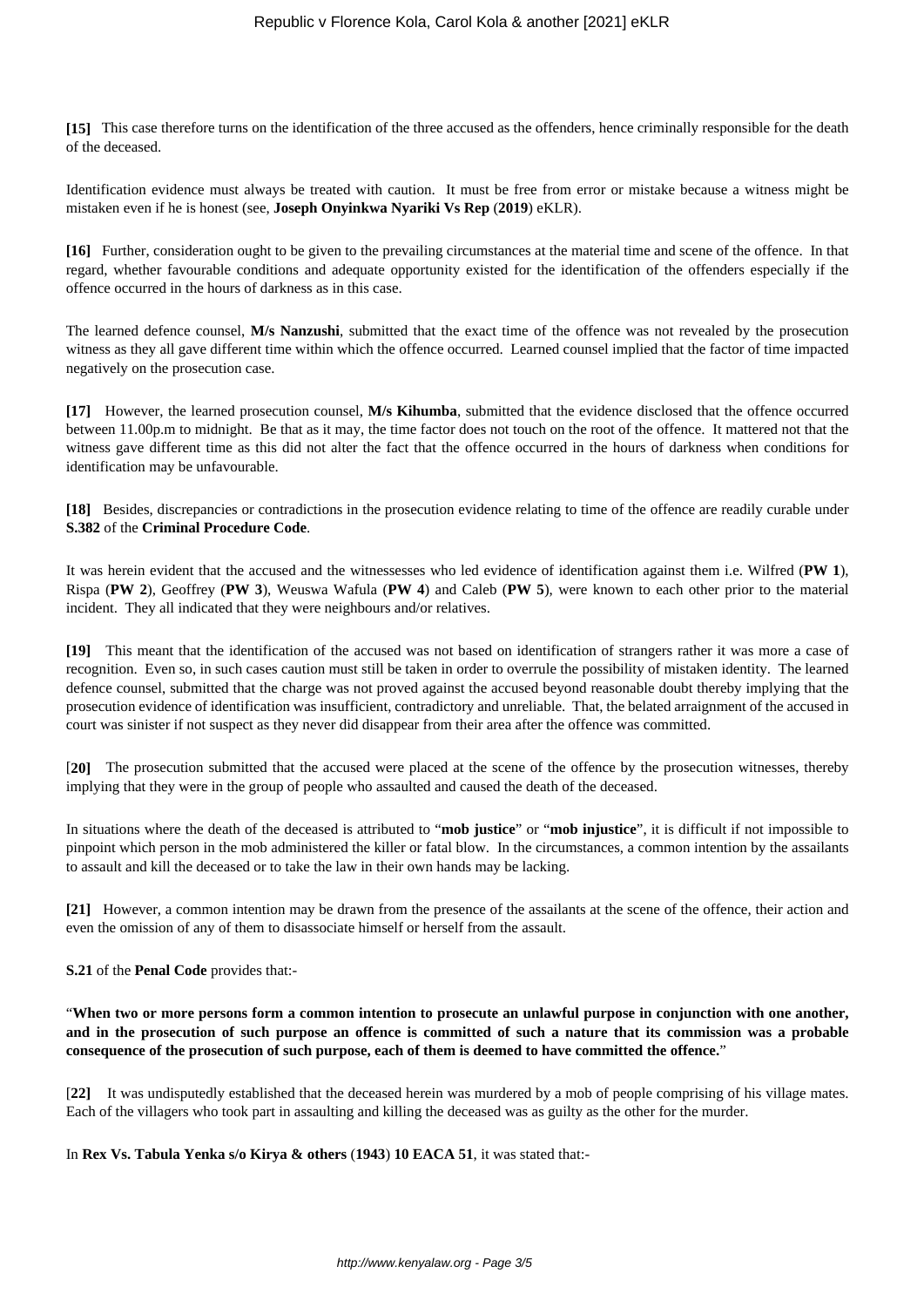**[15]** This case therefore turns on the identification of the three accused as the offenders, hence criminally responsible for the death of the deceased.

Identification evidence must always be treated with caution. It must be free from error or mistake because a witness might be mistaken even if he is honest (see, **Joseph Onyinkwa Nyariki Vs Rep** (**2019**) eKLR).

**[16]** Further, consideration ought to be given to the prevailing circumstances at the material time and scene of the offence. In that regard, whether favourable conditions and adequate opportunity existed for the identification of the offenders especially if the offence occurred in the hours of darkness as in this case.

The learned defence counsel, **M/s Nanzushi**, submitted that the exact time of the offence was not revealed by the prosecution witness as they all gave different time within which the offence occurred. Learned counsel implied that the factor of time impacted negatively on the prosecution case.

**[17]** However, the learned prosecution counsel, **M/s Kihumba**, submitted that the evidence disclosed that the offence occurred between 11.00p.m to midnight. Be that as it may, the time factor does not touch on the root of the offence. It mattered not that the witness gave different time as this did not alter the fact that the offence occurred in the hours of darkness when conditions for identification may be unfavourable.

**[18]** Besides, discrepancies or contradictions in the prosecution evidence relating to time of the offence are readily curable under **S.382** of the **Criminal Procedure Code**.

It was herein evident that the accused and the witnessesses who led evidence of identification against them i.e. Wilfred (**PW 1**), Rispa (**PW 2**), Geoffrey (**PW 3**), Weuswa Wafula (**PW 4**) and Caleb (**PW 5**), were known to each other prior to the material incident. They all indicated that they were neighbours and/or relatives.

**[19]** This meant that the identification of the accused was not based on identification of strangers rather it was more a case of recognition. Even so, in such cases caution must still be taken in order to overrule the possibility of mistaken identity. The learned defence counsel, submitted that the charge was not proved against the accused beyond reasonable doubt thereby implying that the prosecution evidence of identification was insufficient, contradictory and unreliable. That, the belated arraignment of the accused in court was sinister if not suspect as they never did disappear from their area after the offence was committed.

[**20]** The prosecution submitted that the accused were placed at the scene of the offence by the prosecution witnesses, thereby implying that they were in the group of people who assaulted and caused the death of the deceased.

In situations where the death of the deceased is attributed to "**mob justice**" or "**mob injustice**", it is difficult if not impossible to pinpoint which person in the mob administered the killer or fatal blow. In the circumstances, a common intention by the assailants to assault and kill the deceased or to take the law in their own hands may be lacking.

**[21]** However, a common intention may be drawn from the presence of the assailants at the scene of the offence, their action and even the omission of any of them to disassociate himself or herself from the assault.

**S.21** of the **Penal Code** provides that:-

"**When two or more persons form a common intention to prosecute an unlawful purpose in conjunction with one another, and in the prosecution of such purpose an offence is committed of such a nature that its commission was a probable consequence of the prosecution of such purpose, each of them is deemed to have committed the offence.**"

[**22]** It was undisputedly established that the deceased herein was murdered by a mob of people comprising of his village mates. Each of the villagers who took part in assaulting and killing the deceased was as guilty as the other for the murder.

In **Rex Vs. Tabula Yenka s/o Kirya & others** (**1943**) **10 EACA 51**, it was stated that:-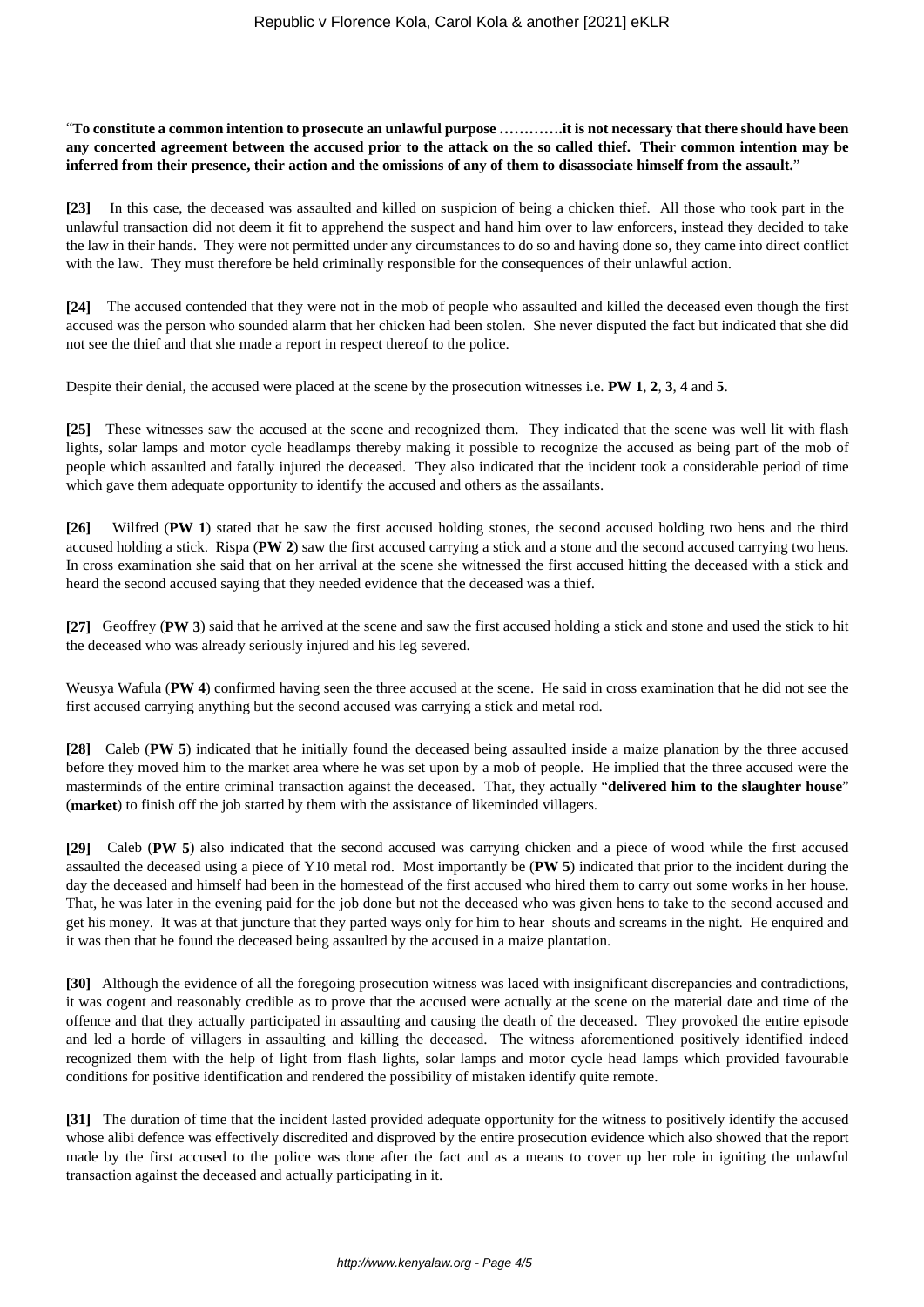"**To constitute a common intention to prosecute an unlawful purpose ………….it is not necessary that there should have been any concerted agreement between the accused prior to the attack on the so called thief. Their common intention may be inferred from their presence, their action and the omissions of any of them to disassociate himself from the assault.**"

**[23]** In this case, the deceased was assaulted and killed on suspicion of being a chicken thief. All those who took part in the unlawful transaction did not deem it fit to apprehend the suspect and hand him over to law enforcers, instead they decided to take the law in their hands. They were not permitted under any circumstances to do so and having done so, they came into direct conflict with the law. They must therefore be held criminally responsible for the consequences of their unlawful action.

**[24]** The accused contended that they were not in the mob of people who assaulted and killed the deceased even though the first accused was the person who sounded alarm that her chicken had been stolen. She never disputed the fact but indicated that she did not see the thief and that she made a report in respect thereof to the police.

Despite their denial, the accused were placed at the scene by the prosecution witnesses i.e. **PW 1**, **2**, **3**, **4** and **5**.

**[25]** These witnesses saw the accused at the scene and recognized them. They indicated that the scene was well lit with flash lights, solar lamps and motor cycle headlamps thereby making it possible to recognize the accused as being part of the mob of people which assaulted and fatally injured the deceased. They also indicated that the incident took a considerable period of time which gave them adequate opportunity to identify the accused and others as the assailants.

**[26]** Wilfred (**PW 1**) stated that he saw the first accused holding stones, the second accused holding two hens and the third accused holding a stick. Rispa (**PW 2**) saw the first accused carrying a stick and a stone and the second accused carrying two hens. In cross examination she said that on her arrival at the scene she witnessed the first accused hitting the deceased with a stick and heard the second accused saying that they needed evidence that the deceased was a thief.

**[27]** Geoffrey (**PW 3**) said that he arrived at the scene and saw the first accused holding a stick and stone and used the stick to hit the deceased who was already seriously injured and his leg severed.

Weusya Wafula (**PW 4**) confirmed having seen the three accused at the scene. He said in cross examination that he did not see the first accused carrying anything but the second accused was carrying a stick and metal rod.

**[28]** Caleb (**PW 5**) indicated that he initially found the deceased being assaulted inside a maize planation by the three accused before they moved him to the market area where he was set upon by a mob of people. He implied that the three accused were the masterminds of the entire criminal transaction against the deceased. That, they actually "**delivered him to the slaughter house**" (**market**) to finish off the job started by them with the assistance of likeminded villagers.

**[29]** Caleb (**PW 5**) also indicated that the second accused was carrying chicken and a piece of wood while the first accused assaulted the deceased using a piece of Y10 metal rod. Most importantly be (**PW 5**) indicated that prior to the incident during the day the deceased and himself had been in the homestead of the first accused who hired them to carry out some works in her house. That, he was later in the evening paid for the job done but not the deceased who was given hens to take to the second accused and get his money. It was at that juncture that they parted ways only for him to hear shouts and screams in the night. He enquired and it was then that he found the deceased being assaulted by the accused in a maize plantation.

**[30]** Although the evidence of all the foregoing prosecution witness was laced with insignificant discrepancies and contradictions, it was cogent and reasonably credible as to prove that the accused were actually at the scene on the material date and time of the offence and that they actually participated in assaulting and causing the death of the deceased. They provoked the entire episode and led a horde of villagers in assaulting and killing the deceased. The witness aforementioned positively identified indeed recognized them with the help of light from flash lights, solar lamps and motor cycle head lamps which provided favourable conditions for positive identification and rendered the possibility of mistaken identify quite remote.

**[31]** The duration of time that the incident lasted provided adequate opportunity for the witness to positively identify the accused whose alibi defence was effectively discredited and disproved by the entire prosecution evidence which also showed that the report made by the first accused to the police was done after the fact and as a means to cover up her role in igniting the unlawful transaction against the deceased and actually participating in it.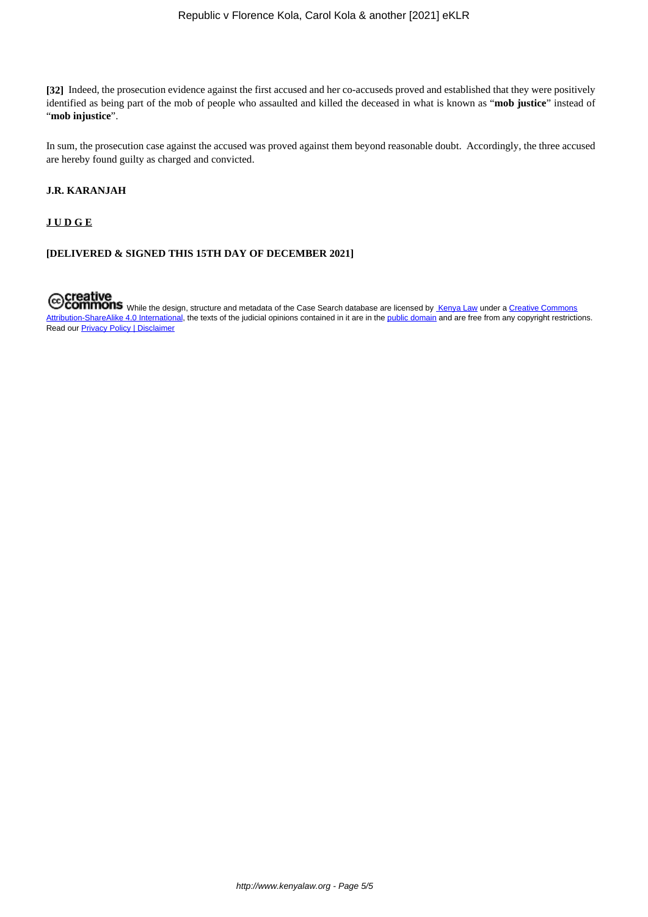**[32]** Indeed, the prosecution evidence against the first accused and her co-accuseds proved and established that they were positively identified as being part of the mob of people who assaulted and killed the deceased in what is known as "**mob justice**" instead of "**mob injustice**".

In sum, the prosecution case against the accused was proved against them beyond reasonable doubt. Accordingly, the three accused are hereby found guilty as charged and convicted.

**J.R. KARANJAH**

**J U D G E**

**[DELIVERED & SIGNED THIS 15TH DAY OF DECEMBER 2021]**

While the design, structure and metadata of the Case Search database are licensed by Kenya Law under a Creative Commons Attribution-ShareAlike 4.0 International, the texts of the judicial opinions contained in it are in the public domain and are free from any copyright restrictions. Read our Privacy Policy | Disclaimer